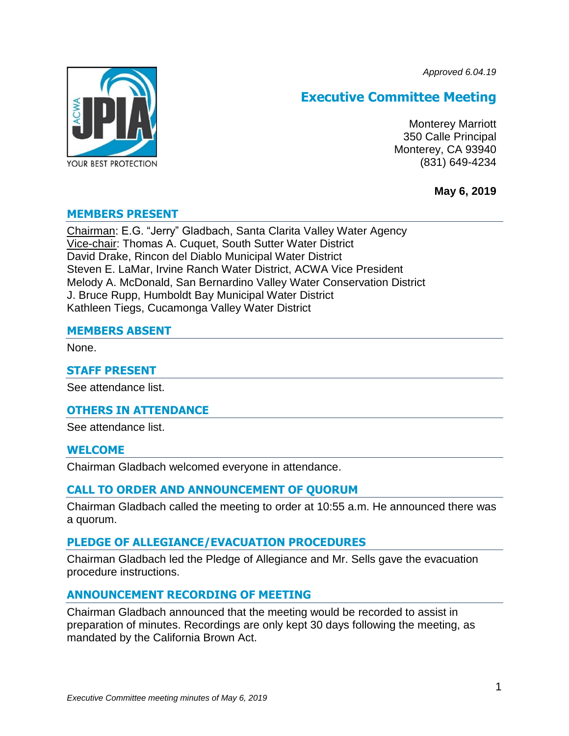*Approved 6.04.19*

# Executive Committee Meeting

Monterey Marriott
350 Calle Principal
Monterey, CA 93940
(831) 649-4234

**May 6, 2019**

## MEMBERS PRESENT

Chairman: E.G. "Jerry" Gladbach, Santa Clarita Valley Water Agency
Vice-chair: Thomas A. Cuquet, South Sutter Water District
David Drake, Rincon del Diablo Municipal Water District
Steven E. LaMar, Irvine Ranch Water District, ACWA Vice President
Melody A. McDonald, San Bernardino Valley Water Conservation District
J. Bruce Rupp, Humboldt Bay Municipal Water District
Kathleen Tiegs, Cucamonga Valley Water District

## MEMBERS ABSENT

None.

## STAFF PRESENT

See attendance list.

## OTHERS IN ATTENDANCE

See attendance list.

## WELCOME

Chairman Gladbach welcomed everyone in attendance.

## CALL TO ORDER AND ANNOUNCEMENT OF QUORUM

Chairman Gladbach called the meeting to order at 10:55 a.m. He announced there was a quorum.

## PLEDGE OF ALLEGIANCE/EVACUATION PROCEDURES

Chairman Gladbach led the Pledge of Allegiance and Mr. Sells gave the evacuation procedure instructions.

## ANNOUNCEMENT RECORDING OF MEETING

Chairman Gladbach announced that the meeting would be recorded to assist in preparation of minutes. Recordings are only kept 30 days following the meeting, as mandated by the California Brown Act.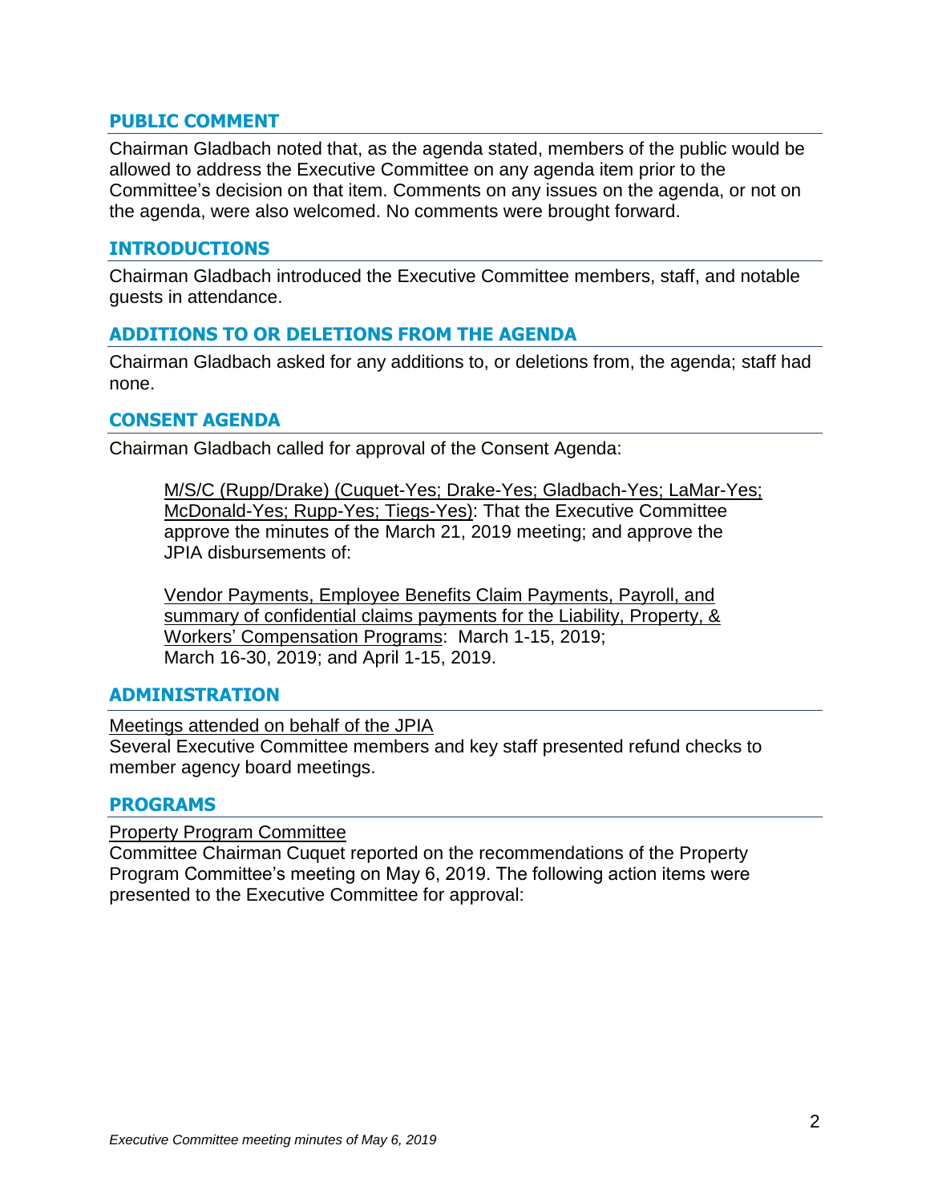## PUBLIC COMMENT

Chairman Gladbach noted that, as the agenda stated, members of the public would be allowed to address the Executive Committee on any agenda item prior to the Committee's decision on that item. Comments on any issues on the agenda, or not on the agenda, were also welcomed. No comments were brought forward.

## INTRODUCTIONS

Chairman Gladbach introduced the Executive Committee members, staff, and notable guests in attendance.

## ADDITIONS TO OR DELETIONS FROM THE AGENDA

Chairman Gladbach asked for any additions to, or deletions from, the agenda; staff had none.

## CONSENT AGENDA

Chairman Gladbach called for approval of the Consent Agenda:

> <u>M/S/C (Rupp/Drake) (Cuquet-Yes; Drake-Yes; Gladbach-Yes; LaMar-Yes; McDonald-Yes; Rupp-Yes; Tiegs-Yes)</u>: That the Executive Committee approve the minutes of the March 21, 2019 meeting; and approve the JPIA disbursements of:
>
> <u>Vendor Payments, Employee Benefits Claim Payments, Payroll, and summary of confidential claims payments for the Liability, Property, & Workers' Compensation Programs</u>: March 1-15, 2019; March 16-30, 2019; and April 1-15, 2019.

## ADMINISTRATION

<u>Meetings attended on behalf of the JPIA</u>

Several Executive Committee members and key staff presented refund checks to member agency board meetings.

## PROGRAMS

<u>Property Program Committee</u>

Committee Chairman Cuquet reported on the recommendations of the Property Program Committee's meeting on May 6, 2019. The following action items were presented to the Executive Committee for approval: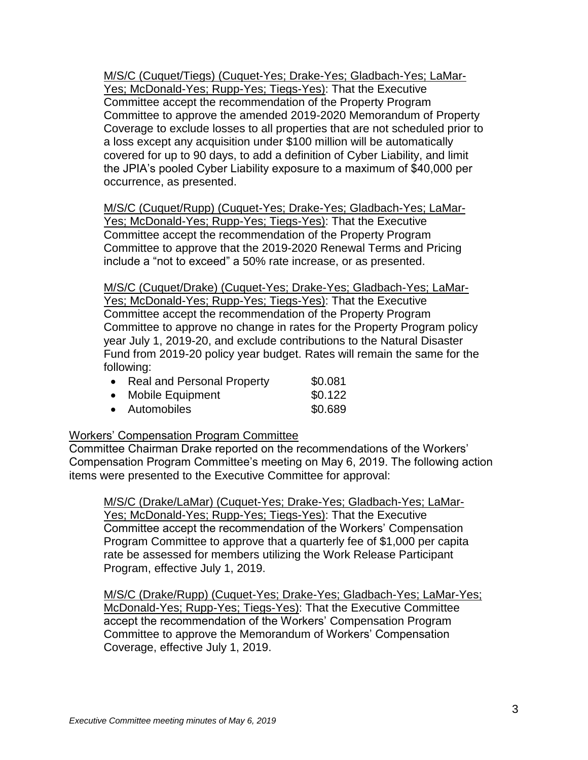<u>M/S/C (Cuquet/Tiegs) (Cuquet-Yes; Drake-Yes; Gladbach-Yes; LaMar-Yes; McDonald-Yes; Rupp-Yes; Tiegs-Yes)</u>: That the Executive Committee accept the recommendation of the Property Program Committee to approve the amended 2019-2020 Memorandum of Property Coverage to exclude losses to all properties that are not scheduled prior to a loss except any acquisition under $100 million will be automatically covered for up to 90 days, to add a definition of Cyber Liability, and limit the JPIA's pooled Cyber Liability exposure to a maximum of $40,000 per occurrence, as presented.

<u>M/S/C (Cuquet/Rupp) (Cuquet-Yes; Drake-Yes; Gladbach-Yes; LaMar-Yes; McDonald-Yes; Rupp-Yes; Tiegs-Yes)</u>: That the Executive Committee accept the recommendation of the Property Program Committee to approve that the 2019-2020 Renewal Terms and Pricing include a "not to exceed" a 50% rate increase, or as presented.

<u>M/S/C (Cuquet/Drake) (Cuquet-Yes; Drake-Yes; Gladbach-Yes; LaMar-Yes; McDonald-Yes; Rupp-Yes; Tiegs-Yes)</u>: That the Executive Committee accept the recommendation of the Property Program Committee to approve no change in rates for the Property Program policy year July 1, 2019-20, and exclude contributions to the Natural Disaster Fund from 2019-20 policy year budget. Rates will remain the same for the following:

- Real and Personal Property $0.081
- Mobile Equipment $0.122
- Automobiles $0.689

<u>Workers' Compensation Program Committee</u>

Committee Chairman Drake reported on the recommendations of the Workers' Compensation Program Committee's meeting on May 6, 2019. The following action items were presented to the Executive Committee for approval:

<u>M/S/C (Drake/LaMar) (Cuquet-Yes; Drake-Yes; Gladbach-Yes; LaMar-Yes; McDonald-Yes; Rupp-Yes; Tiegs-Yes)</u>: That the Executive Committee accept the recommendation of the Workers' Compensation Program Committee to approve that a quarterly fee of $1,000 per capita rate be assessed for members utilizing the Work Release Participant Program, effective July 1, 2019.

<u>M/S/C (Drake/Rupp) (Cuquet-Yes; Drake-Yes; Gladbach-Yes; LaMar-Yes; McDonald-Yes; Rupp-Yes; Tiegs-Yes)</u>: That the Executive Committee accept the recommendation of the Workers' Compensation Program Committee to approve the Memorandum of Workers' Compensation Coverage, effective July 1, 2019.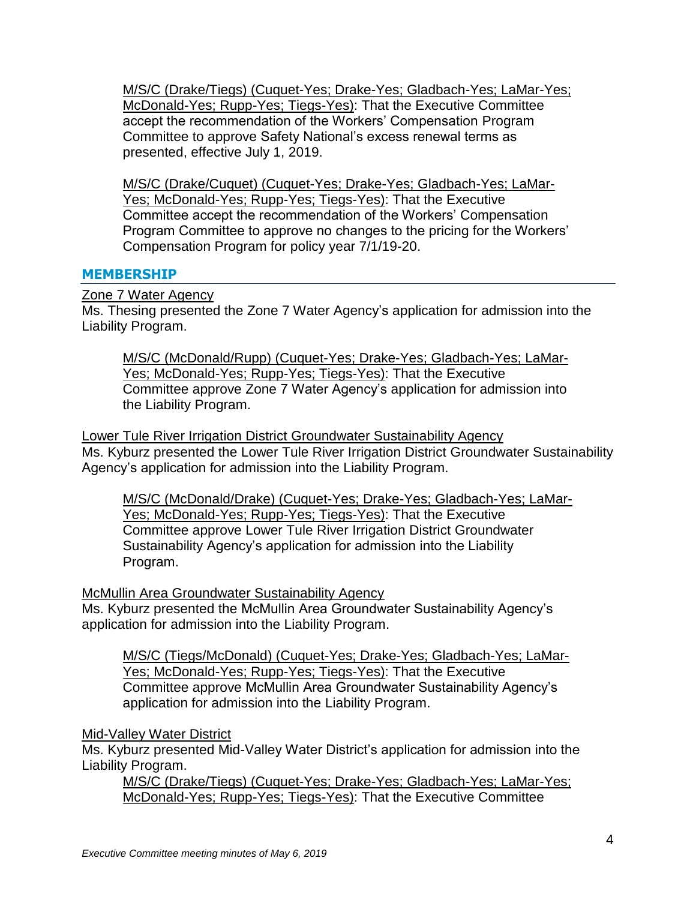M/S/C (Drake/Tiegs) (Cuquet-Yes; Drake-Yes; Gladbach-Yes; LaMar-Yes; McDonald-Yes; Rupp-Yes; Tiegs-Yes): That the Executive Committee accept the recommendation of the Workers' Compensation Program Committee to approve Safety National's excess renewal terms as presented, effective July 1, 2019.

M/S/C (Drake/Cuquet) (Cuquet-Yes; Drake-Yes; Gladbach-Yes; LaMar-Yes; McDonald-Yes; Rupp-Yes; Tiegs-Yes): That the Executive Committee accept the recommendation of the Workers' Compensation Program Committee to approve no changes to the pricing for the Workers' Compensation Program for policy year 7/1/19-20.

## MEMBERSHIP

Zone 7 Water Agency

Ms. Thesing presented the Zone 7 Water Agency's application for admission into the Liability Program.

M/S/C (McDonald/Rupp) (Cuquet-Yes; Drake-Yes; Gladbach-Yes; LaMar-Yes; McDonald-Yes; Rupp-Yes; Tiegs-Yes): That the Executive Committee approve Zone 7 Water Agency's application for admission into the Liability Program.

Lower Tule River Irrigation District Groundwater Sustainability Agency

Ms. Kyburz presented the Lower Tule River Irrigation District Groundwater Sustainability Agency's application for admission into the Liability Program.

M/S/C (McDonald/Drake) (Cuquet-Yes; Drake-Yes; Gladbach-Yes; LaMar-Yes; McDonald-Yes; Rupp-Yes; Tiegs-Yes): That the Executive Committee approve Lower Tule River Irrigation District Groundwater Sustainability Agency's application for admission into the Liability Program.

McMullin Area Groundwater Sustainability Agency

Ms. Kyburz presented the McMullin Area Groundwater Sustainability Agency's application for admission into the Liability Program.

M/S/C (Tiegs/McDonald) (Cuquet-Yes; Drake-Yes; Gladbach-Yes; LaMar-Yes; McDonald-Yes; Rupp-Yes; Tiegs-Yes): That the Executive Committee approve McMullin Area Groundwater Sustainability Agency's application for admission into the Liability Program.

Mid-Valley Water District

Ms. Kyburz presented Mid-Valley Water District's application for admission into the Liability Program.

M/S/C (Drake/Tiegs) (Cuquet-Yes; Drake-Yes; Gladbach-Yes; LaMar-Yes; McDonald-Yes; Rupp-Yes; Tiegs-Yes): That the Executive Committee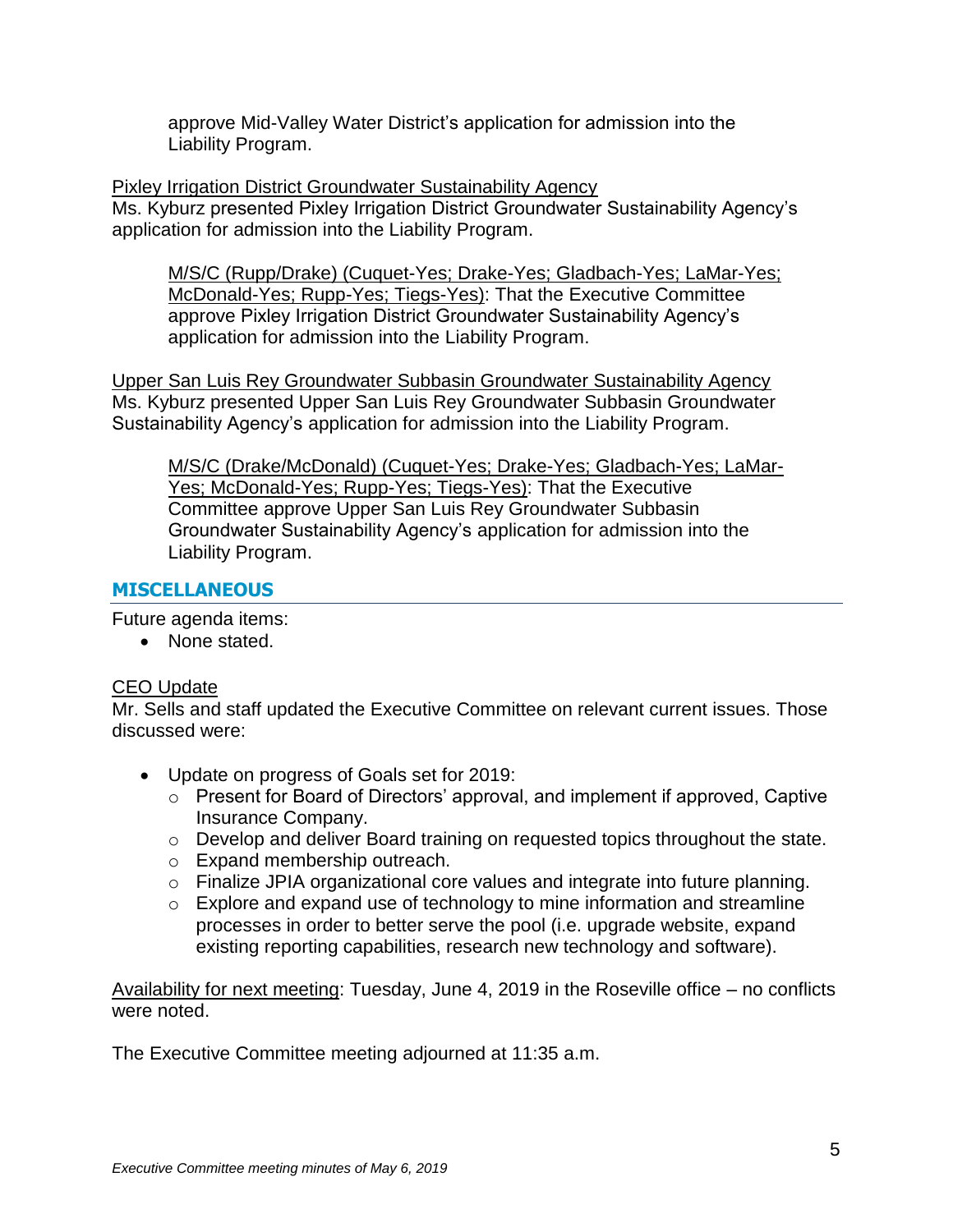approve Mid-Valley Water District's application for admission into the Liability Program.

Pixley Irrigation District Groundwater Sustainability Agency
Ms. Kyburz presented Pixley Irrigation District Groundwater Sustainability Agency's application for admission into the Liability Program.

> M/S/C (Rupp/Drake) (Cuquet-Yes; Drake-Yes; Gladbach-Yes; LaMar-Yes; McDonald-Yes; Rupp-Yes; Tiegs-Yes): That the Executive Committee approve Pixley Irrigation District Groundwater Sustainability Agency's application for admission into the Liability Program.

Upper San Luis Rey Groundwater Subbasin Groundwater Sustainability Agency
Ms. Kyburz presented Upper San Luis Rey Groundwater Subbasin Groundwater Sustainability Agency's application for admission into the Liability Program.

> M/S/C (Drake/McDonald) (Cuquet-Yes; Drake-Yes; Gladbach-Yes; LaMar-Yes; McDonald-Yes; Rupp-Yes; Tiegs-Yes): That the Executive Committee approve Upper San Luis Rey Groundwater Subbasin Groundwater Sustainability Agency's application for admission into the Liability Program.

## MISCELLANEOUS

Future agenda items:

- None stated.

CEO Update
Mr. Sells and staff updated the Executive Committee on relevant current issues. Those discussed were:

- Update on progress of Goals set for 2019:
  - Present for Board of Directors' approval, and implement if approved, Captive Insurance Company.
  - Develop and deliver Board training on requested topics throughout the state.
  - Expand membership outreach.
  - Finalize JPIA organizational core values and integrate into future planning.
  - Explore and expand use of technology to mine information and streamline processes in order to better serve the pool (i.e. upgrade website, expand existing reporting capabilities, research new technology and software).

Availability for next meeting: Tuesday, June 4, 2019 in the Roseville office – no conflicts were noted.

The Executive Committee meeting adjourned at 11:35 a.m.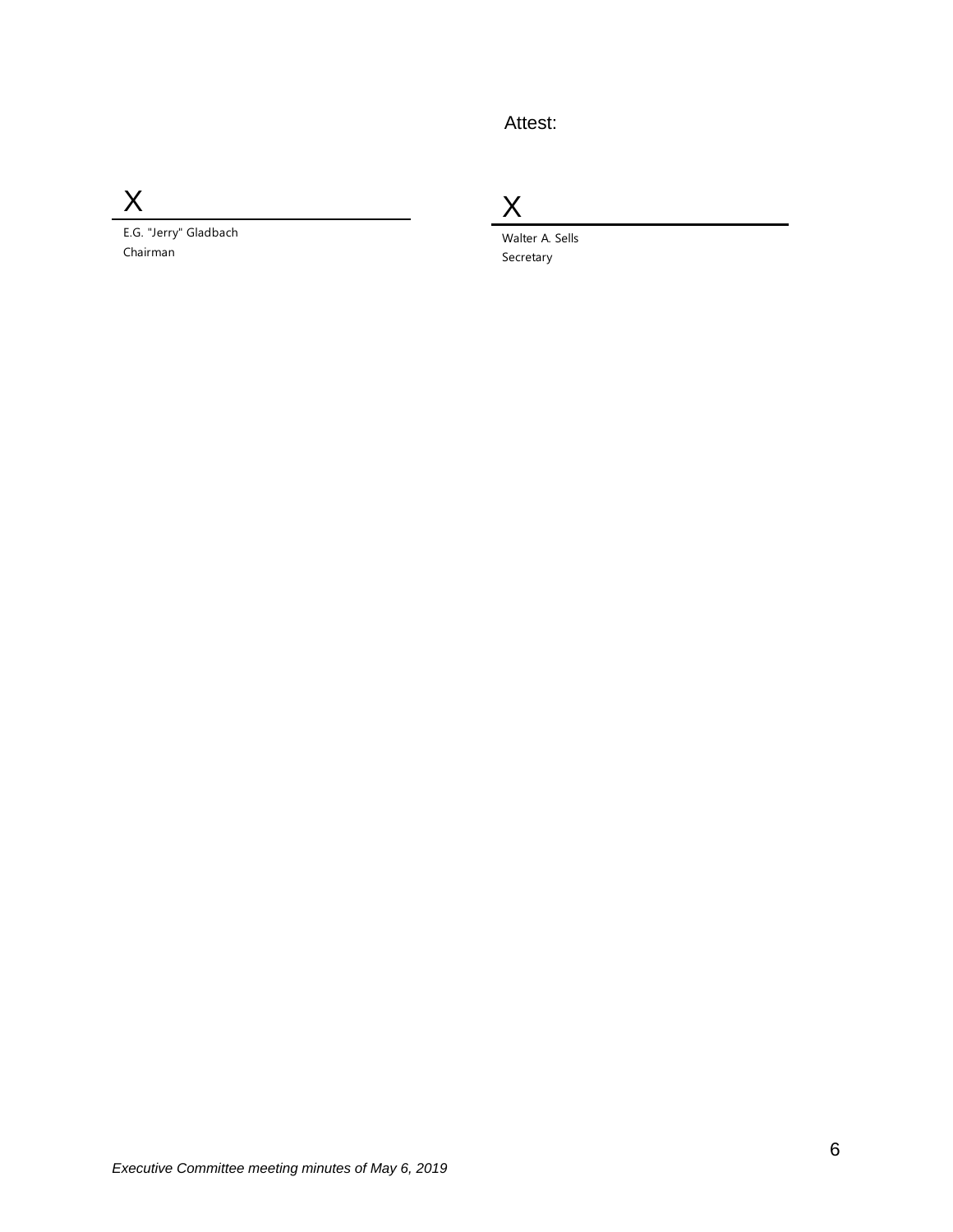Attest:

X ______________________________

E.G. "Jerry" Gladbach
Chairman

X ______________________________

Walter A. Sells
Secretary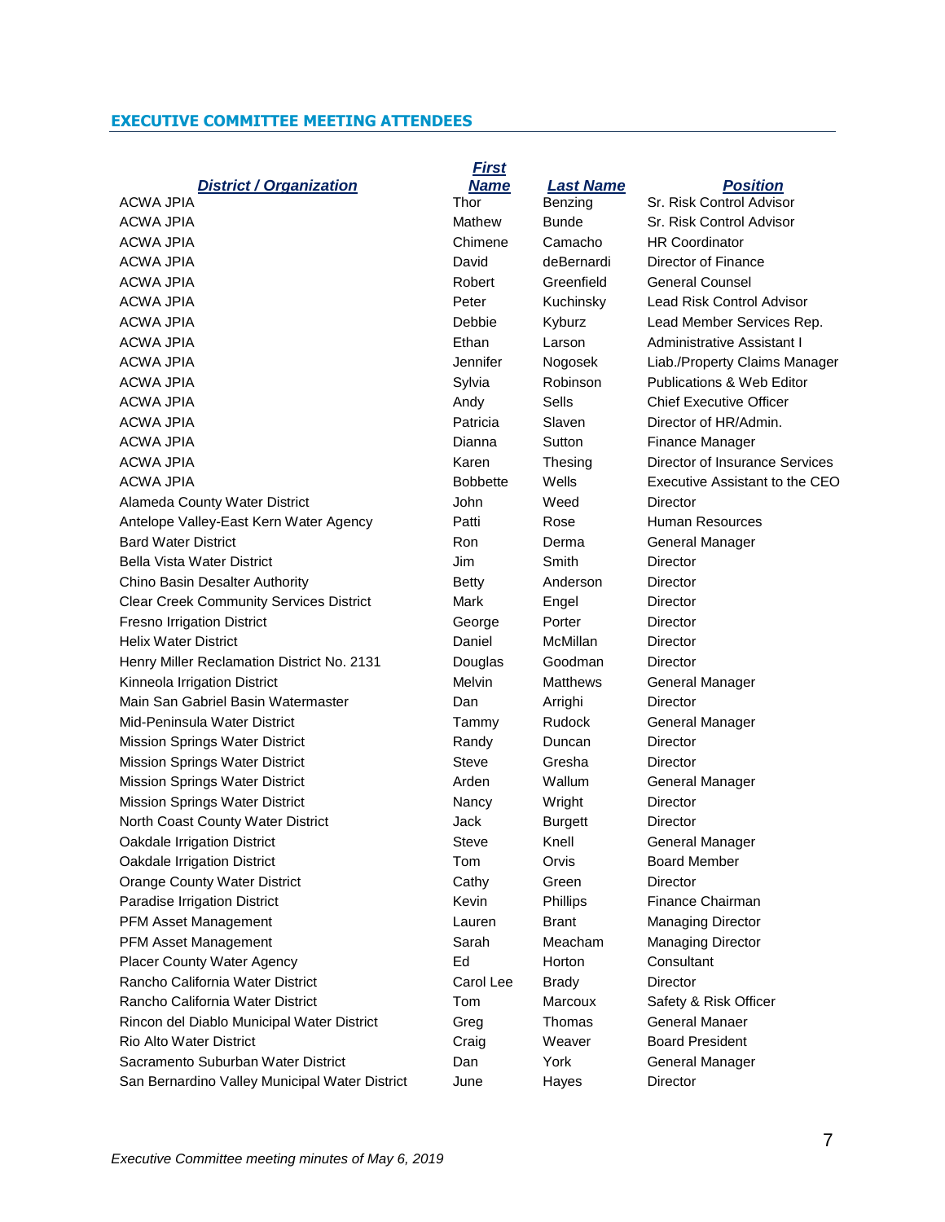## EXECUTIVE COMMITTEE MEETING ATTENDEES

| District / Organization | First Name | Last Name | Position |
|---|---|---|---|
| ACWA JPIA | Thor | Benzing | Sr. Risk Control Advisor |
| ACWA JPIA | Mathew | Bunde | Sr. Risk Control Advisor |
| ACWA JPIA | Chimene | Camacho | HR Coordinator |
| ACWA JPIA | David | deBernardi | Director of Finance |
| ACWA JPIA | Robert | Greenfield | General Counsel |
| ACWA JPIA | Peter | Kuchinsky | Lead Risk Control Advisor |
| ACWA JPIA | Debbie | Kyburz | Lead Member Services Rep. |
| ACWA JPIA | Ethan | Larson | Administrative Assistant I |
| ACWA JPIA | Jennifer | Nogosek | Liab./Property Claims Manager |
| ACWA JPIA | Sylvia | Robinson | Publications & Web Editor |
| ACWA JPIA | Andy | Sells | Chief Executive Officer |
| ACWA JPIA | Patricia | Slaven | Director of HR/Admin. |
| ACWA JPIA | Dianna | Sutton | Finance Manager |
| ACWA JPIA | Karen | Thesing | Director of Insurance Services |
| ACWA JPIA | Bobbette | Wells | Executive Assistant to the CEO |
| Alameda County Water District | John | Weed | Director |
| Antelope Valley-East Kern Water Agency | Patti | Rose | Human Resources |
| Bard Water District | Ron | Derma | General Manager |
| Bella Vista Water District | Jim | Smith | Director |
| Chino Basin Desalter Authority | Betty | Anderson | Director |
| Clear Creek Community Services District | Mark | Engel | Director |
| Fresno Irrigation District | George | Porter | Director |
| Helix Water District | Daniel | McMillan | Director |
| Henry Miller Reclamation District No. 2131 | Douglas | Goodman | Director |
| Kinneola Irrigation District | Melvin | Matthews | General Manager |
| Main San Gabriel Basin Watermaster | Dan | Arrighi | Director |
| Mid-Peninsula Water District | Tammy | Rudock | General Manager |
| Mission Springs Water District | Randy | Duncan | Director |
| Mission Springs Water District | Steve | Gresha | Director |
| Mission Springs Water District | Arden | Wallum | General Manager |
| Mission Springs Water District | Nancy | Wright | Director |
| North Coast County Water District | Jack | Burgett | Director |
| Oakdale Irrigation District | Steve | Knell | General Manager |
| Oakdale Irrigation District | Tom | Orvis | Board Member |
| Orange County Water District | Cathy | Green | Director |
| Paradise Irrigation District | Kevin | Phillips | Finance Chairman |
| PFM Asset Management | Lauren | Brant | Managing Director |
| PFM Asset Management | Sarah | Meacham | Managing Director |
| Placer County Water Agency | Ed | Horton | Consultant |
| Rancho California Water District | Carol Lee | Brady | Director |
| Rancho California Water District | Tom | Marcoux | Safety & Risk Officer |
| Rincon del Diablo Municipal Water District | Greg | Thomas | General Manaer |
| Rio Alto Water District | Craig | Weaver | Board President |
| Sacramento Suburban Water District | Dan | York | General Manager |
| San Bernardino Valley Municipal Water District | June | Hayes | Director |

*Executive Committee meeting minutes of May 6, 2019*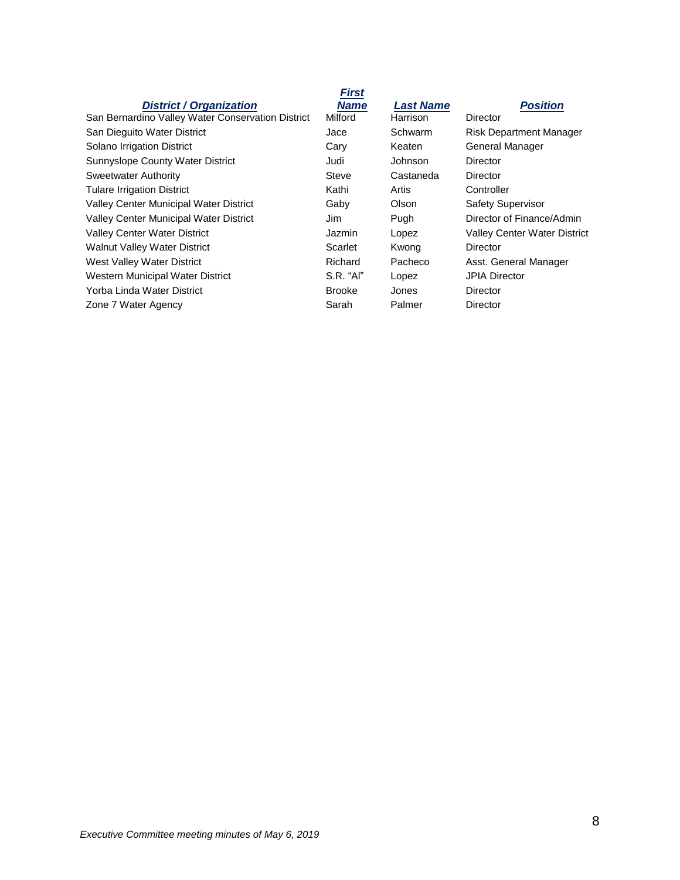| District / Organization | First Name | Last Name | Position |
|---|---|---|---|
| San Bernardino Valley Water Conservation District | Milford | Harrison | Director |
| San Dieguito Water District | Jace | Schwarm | Risk Department Manager |
| Solano Irrigation District | Cary | Keaten | General Manager |
| Sunnyslope County Water District | Judi | Johnson | Director |
| Sweetwater Authority | Steve | Castaneda | Director |
| Tulare Irrigation District | Kathi | Artis | Controller |
| Valley Center Municipal Water District | Gaby | Olson | Safety Supervisor |
| Valley Center Municipal Water District | Jim | Pugh | Director of Finance/Admin |
| Valley Center Water District | Jazmin | Lopez | Valley Center Water District |
| Walnut Valley Water District | Scarlet | Kwong | Director |
| West Valley Water District | Richard | Pacheco | Asst. General Manager |
| Western Municipal Water District | S.R. "Al" | Lopez | JPIA Director |
| Yorba Linda Water District | Brooke | Jones | Director |
| Zone 7 Water Agency | Sarah | Palmer | Director |